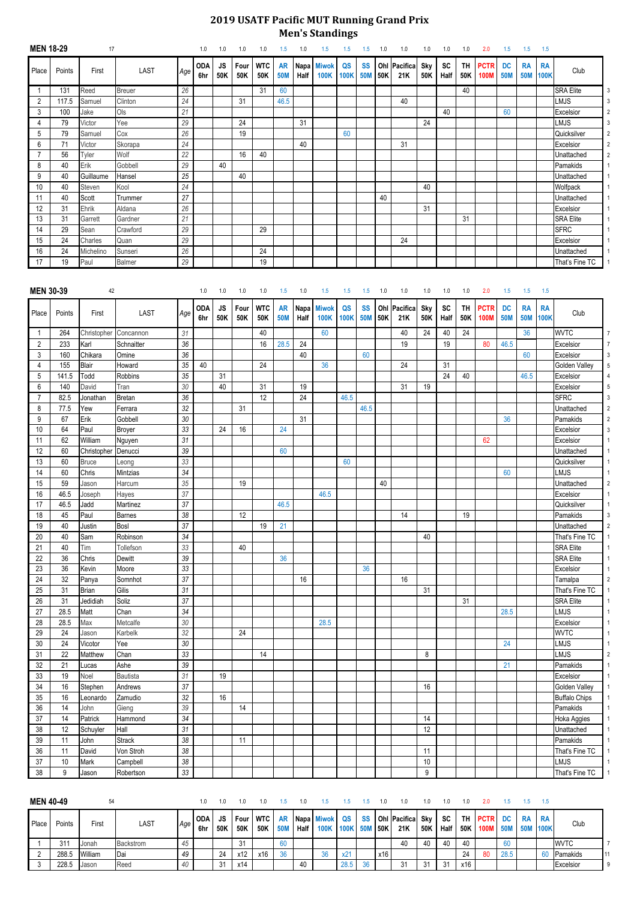# 2019 USATF Pacific MUT Running Grand Prix

## Men's Standings

### MEN 18-29 (17)

| Place | Points | First | LAST | Age | ODA 6hr | JS 50K | Four 50K | WTC 50K | AR 50M | Napa Half | Miwok 100K | QS 100K | SS 50M | Ohl 50K | Pacifica 21K | Sky 50K | SC Half | TH 50K | PCTR 100M | DC 50M | RA 50M | RA 100K | Club | |
|---|---|---|---|---|---|---|---|---|---|---|---|---|---|---|---|---|---|---|---|---|---|---|---|---|
| | | | | | 1.0 | 1.0 | 1.0 | 1.0 | 1.5 | 1.0 | 1.5 | 1.5 | 1.5 | 1.0 | 1.0 | 1.0 | 1.0 | 1.0 | 2.0 | 1.5 | 1.5 | 1.5 | | |
| 1 | 131 | Reed | Breuer | 26 | | | | 31 | 60 | | | | | | | | | 40 | | | | | SRA Elite | 3 |
| 2 | 117.5 | Samuel | Clinton | 24 | | | 31 | | 46.5 | | | | | | 40 | | | | | | | | LMJS | 3 |
| 3 | 100 | Jake | Ols | 21 | | | | | | | | | | | | | 40 | | | 60 | | | Excelsior | 2 |
| 4 | 79 | Victor | Yee | 29 | | | 24 | | | 31 | | | | | | 24 | | | | | | | LMJS | 3 |
| 5 | 79 | Samuel | Cox | 26 | | | 19 | | | | | 60 | | | | | | | | | | | Quicksilver | 2 |
| 6 | 71 | Victor | Skorapa | 24 | | | | | | 40 | | | | | 31 | | | | | | | | Excelsior | 2 |
| 7 | 56 | Tyler | Wolf | 22 | | | 16 | 40 | | | | | | | | | | | | | | | Unattached | 2 |
| 8 | 40 | Erik | Gobbell | 29 | | 40 | | | | | | | | | | | | | | | | | Pamakids | 1 |
| 9 | 40 | Guillaume | Hansel | 25 | | | 40 | | | | | | | | | | | | | | | | Unattached | 1 |
| 10 | 40 | Steven | Kool | 24 | | | | | | | | | | | | 40 | | | | | | | Wolfpack | 1 |
| 11 | 40 | Scott | Trummer | 27 | | | | | | | | | | 40 | | | | | | | | | Unattached | 1 |
| 12 | 31 | Ehrik | Aldana | 26 | | | | | | | | | | | | 31 | | | | | | | Excelsior | 1 |
| 13 | 31 | Garrett | Gardner | 21 | | | | | | | | | | | | | | 31 | | | | | SRA Elite | 1 |
| 14 | 29 | Sean | Crawford | 29 | | | | 29 | | | | | | | | | | | | | | | SFRC | 1 |
| 15 | 24 | Charles | Quan | 29 | | | | | | | | | | | 24 | | | | | | | | Excelsior | 1 |
| 16 | 24 | Michelino | Sunseri | 26 | | | | 24 | | | | | | | | | | | | | | | Unattached | 1 |
| 17 | 19 | Paul | Balmer | 29 | | | | 19 | | | | | | | | | | | | | | | That's Fine TC | 1 |

### MEN 30-39 (42)

| Place | Points | First | LAST | Age | ODA 6hr | JS 50K | Four 50K | WTC 50K | AR 50M | Napa Half | Miwok 100K | QS 100K | SS 50M | Ohl 50K | Pacifica 21K | Sky 50K | SC Half | TH 50K | PCTR 100M | DC 50M | RA 50M | RA 100K | Club | |
|---|---|---|---|---|---|---|---|---|---|---|---|---|---|---|---|---|---|---|---|---|---|---|---|---|
| | | | | | 1.0 | 1.0 | 1.0 | 1.0 | 1.5 | 1.0 | 1.5 | 1.5 | 1.5 | 1.0 | 1.0 | 1.0 | 1.0 | 1.0 | 2.0 | 1.5 | 1.5 | 1.5 | | |
| 1 | 264 | Christopher | Concannon | 31 | | | | 40 | | | 60 | | | | 40 | 24 | 40 | 24 | | | 36 | | WVTC | 7 |
| 2 | 233 | Karl | Schnaitter | 36 | | | | 16 | 28.5 | 24 | | | | | 19 | | 19 | | 80 | 46.5 | | | Excelsior | 7 |
| 3 | 160 | Chikara | Omine | 36 | | | | | | 40 | | | 60 | | | | | | | | 60 | | Excelsior | 3 |
| 4 | 155 | Blair | Howard | 35 | 40 | | | 24 | | | 36 | | | | 24 | | 31 | | | | | | Golden Valley | 5 |
| 5 | 141.5 | Todd | Robbins | 35 | | 31 | | | | | | | | | | | 24 | 40 | | | 46.5 | | Excelsior | 4 |
| 6 | 140 | David | Tran | 30 | | 40 | | 31 | | 19 | | | | | 31 | 19 | | | | | | | Excelsior | 5 |
| 7 | 82.5 | Jonathan | Bretan | 36 | | | | 12 | | 24 | | 46.5 | | | | | | | | | | | SFRC | 3 |
| 8 | 77.5 | Yew | Ferrara | 32 | | | 31 | | | | | | 46.5 | | | | | | | | | | Unattached | 2 |
| 9 | 67 | Erik | Gobbell | 30 | | | | | | 31 | | | | | | | | | | 36 | | | Pamakids | 2 |
| 10 | 64 | Paul | Broyer | 33 | | 24 | 16 | | 24 | | | | | | | | | | | | | | Excelsior | 3 |
| 11 | 62 | William | Nguyen | 31 | | | | | | | | | | | | | | | 62 | | | | Excelsior | 1 |
| 12 | 60 | Christopher | Denucci | 39 | | | | | 60 | | | | | | | | | | | | | | Unattached | 1 |
| 13 | 60 | Bruce | Leong | 33 | | | | | | | | 60 | | | | | | | | | | | Quicksilver | 1 |
| 14 | 60 | Chris | Mintzias | 34 | | | | | | | | | | | | | | | | 60 | | | LMJS | 1 |
| 15 | 59 | Jason | Harcum | 35 | | | 19 | | | | | | | 40 | | | | | | | | | Unattached | 2 |
| 16 | 46.5 | Joseph | Hayes | 37 | | | | | | | 46.5 | | | | | | | | | | | | Excelsior | 1 |
| 17 | 46.5 | Jadd | Martinez | 37 | | | | | 46.5 | | | | | | | | | | | | | | Quicksilver | 1 |
| 18 | 45 | Paul | Barnes | 38 | | | 12 | | | | | | | | 14 | | | 19 | | | | | Pamakids | 3 |
| 19 | 40 | Justin | Bosl | 37 | | | | 19 | 21 | | | | | | | | | | | | | | Unattached | 2 |
| 20 | 40 | Sam | Robinson | 34 | | | | | | | | | | | | 40 | | | | | | | That's Fine TC | 1 |
| 21 | 40 | Tim | Tollefson | 33 | | | 40 | | | | | | | | | | | | | | | | SRA Elite | 1 |
| 22 | 36 | Chris | Dewitt | 39 | | | | | 36 | | | | | | | | | | | | | | SRA Elite | 1 |
| 23 | 36 | Kevin | Moore | 33 | | | | | | | | | 36 | | | | | | | | | | Excelsior | 1 |
| 24 | 32 | Panya | Somnhot | 37 | | | | | | 16 | | | | | 16 | | | | | | | | Tamalpa | 2 |
| 25 | 31 | Brian | Gilis | 31 | | | | | | | | | | | | 31 | | | | | | | That's Fine TC | 1 |
| 26 | 31 | Jedidiah | Soliz | 37 | | | | | | | | | | | | | | 31 | | | | | SRA Elite | 1 |
| 27 | 28.5 | Matt | Chan | 34 | | | | | | | | | | | | | | | | 28.5 | | | LMJS | 1 |
| 28 | 28.5 | Max | Metcalfe | 30 | | | | | | | 28.5 | | | | | | | | | | | | Excelsior | 1 |
| 29 | 24 | Jason | Karbelk | 32 | | | 24 | | | | | | | | | | | | | | | | WVTC | 1 |
| 30 | 24 | Vicotor | Yee | 30 | | | | | | | | | | | | | | | | 24 | | | LMJS | 1 |
| 31 | 22 | Matthew | Chan | 33 | | | | 14 | | | | | | | | 8 | | | | | | | LMJS | 2 |
| 32 | 21 | Lucas | Ashe | 39 | | | | | | | | | | | | | | | | 21 | | | Pamakids | 1 |
| 33 | 19 | Noel | Bautista | 31 | | 19 | | | | | | | | | | | | | | | | | Excelsior | 1 |
| 34 | 16 | Stephen | Andrews | 37 | | | | | | | | | | | | 16 | | | | | | | Golden Valley | 1 |
| 35 | 16 | Leonardo | Zamudio | 32 | | 16 | | | | | | | | | | | | | | | | | Buffalo Chips | 1 |
| 36 | 14 | John | Gieng | 39 | | | 14 | | | | | | | | | | | | | | | | Pamakids | 1 |
| 37 | 14 | Patrick | Hammond | 34 | | | | | | | | | | | | 14 | | | | | | | Hoka Aggies | 1 |
| 38 | 12 | Schuyler | Hall | 31 | | | | | | | | | | | | 12 | | | | | | | Unattached | 1 |
| 39 | 11 | John | Strack | 38 | | | 11 | | | | | | | | | | | | | | | | Pamakids | 1 |
| 36 | 11 | David | Von Stroh | 38 | | | | | | | | | | | | 11 | | | | | | | That's Fine TC | 1 |
| 37 | 10 | Mark | Campbell | 38 | | | | | | | | | | | | 10 | | | | | | | LMJS | 1 |
| 38 | 9 | Jason | Robertson | 33 | | | | | | | | | | | | 9 | | | | | | | That's Fine TC | 1 |

### MEN 40-49 (54)

| Place | Points | First | LAST | Age | ODA 6hr | JS 50K | Four 50K | WTC 50K | AR 50M | Napa Half | Miwok 100K | QS 100K | SS 50M | Ohl 50K | Pacifica 21K | Sky 50K | SC Half | TH 50K | PCTR 100M | DC 50M | RA 50M | RA 100K | Club | |
|---|---|---|---|---|---|---|---|---|---|---|---|---|---|---|---|---|---|---|---|---|---|---|---|---|
| | | | | | 1.0 | 1.0 | 1.0 | 1.0 | 1.5 | 1.0 | 1.5 | 1.5 | 1.5 | 1.0 | 1.0 | 1.0 | 1.0 | 1.0 | 2.0 | 1.5 | 1.5 | 1.5 | | |
| 1 | 311 | Jonah | Backstrom | 45 | | | 31 | | 60 | | | | | | 40 | 40 | 40 | 40 | | 60 | | | WVTC | 7 |
| 2 | 288.5 | William | Dai | 49 | | 24 | x12 | x16 | 36 | | 36 | x21 | | x16 | | | | 24 | 80 | 28.5 | | 60 | Pamakids | 11 |
| 3 | 228.5 | Jason | Reed | 40 | | 31 | x14 | | | 40 | | 28.5 | 36 | | 31 | 31 | 31 | x16 | | | | | Excelsior | 9 |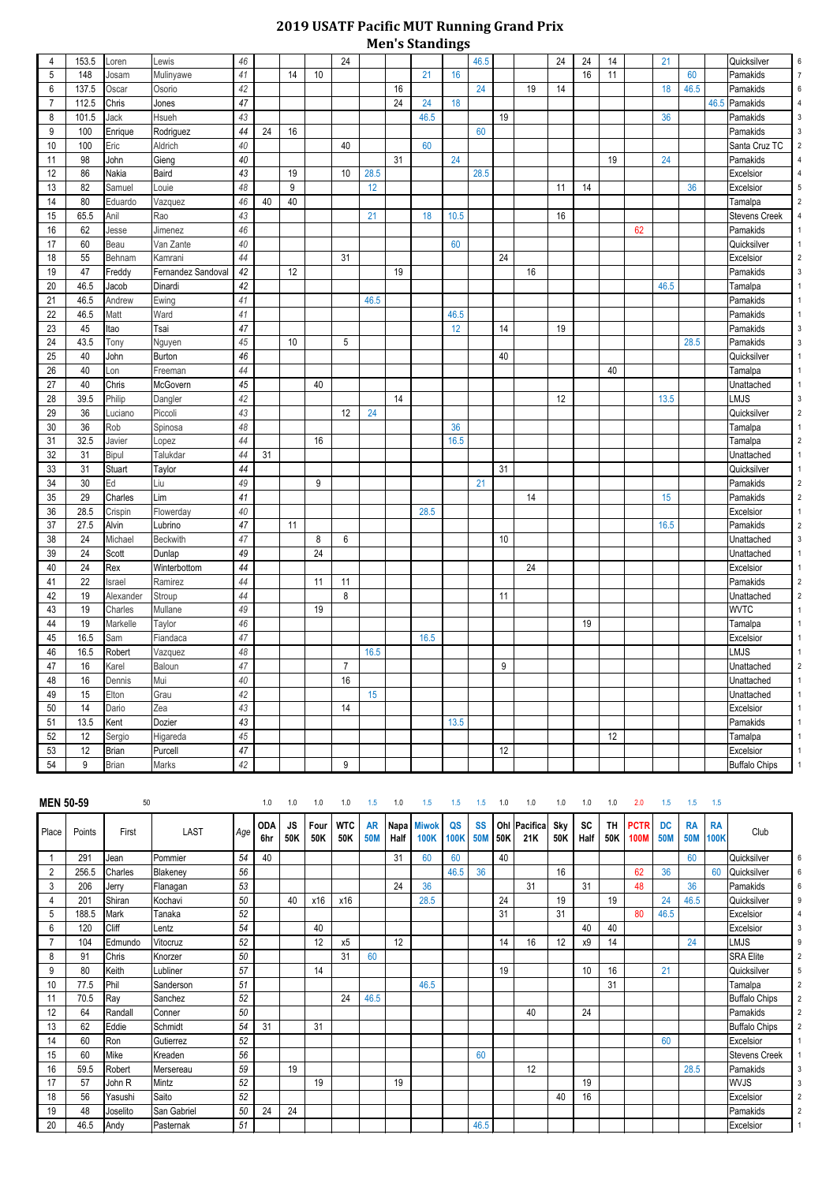# 2019 USATF Pacific MUT Running Grand Prix
## Men's Standings

| Place | Points | First | LAST | Age | ODA 6hr | JS 50K | Four 50K | WTC 50K | AR 50M | Napa Half | Miwok 100K | QS 100K | SS 50M | Ohl 50K | Pacifica 21K | Sky 50K | SC Half | TH 50K | PCTR 100M | DC 50M | RA 50M | RA 100K | Club | |
|---|---|---|---|---|---|---|---|---|---|---|---|---|---|---|---|---|---|---|---|---|---|---|---|---|
| 4 | 153.5 | Loren | Lewis | 46 | | | | 24 | | | | | 46.5 | | | 24 | 24 | 14 | | 21 | | | Quicksilver | 6 |
| 5 | 148 | Josam | Mulinyawe | 41 | | 14 | 10 | | | | 21 | 16 | | | | | 16 | 11 | | | 60 | | Pamakids | 7 |
| 6 | 137.5 | Oscar | Osorio | 42 | | | | | | 16 | | | 24 | | 19 | 14 | | | | 18 | 46.5 | | Pamakids | 6 |
| 7 | 112.5 | Chris | Jones | 47 | | | | | | 24 | 24 | 18 | | | | | | | | | | 46.5 | Pamakids | 4 |
| 8 | 101.5 | Jack | Hsueh | 43 | | | | | | | 46.5 | | | 19 | | | | | | 36 | | | Pamakids | 3 |
| 9 | 100 | Enrique | Rodriguez | 44 | 24 | 16 | | | | | | | 60 | | | | | | | | | | Pamakids | 3 |
| 10 | 100 | Eric | Aldrich | 40 | | | | 40 | | | 60 | | | | | | | | | | | | Santa Cruz TC | 2 |
| 11 | 98 | John | Gieng | 40 | | | | | | 31 | | 24 | | | | | | 19 | | 24 | | | Pamakids | 4 |
| 12 | 86 | Nakia | Baird | 43 | | 19 | | 10 | 28.5 | | | | 28.5 | | | | | | | | | | Excelsior | 4 |
| 13 | 82 | Samuel | Louie | 48 | | 9 | | | 12 | | | | | | | 11 | 14 | | | | 36 | | Excelsior | 5 |
| 14 | 80 | Eduardo | Vazquez | 46 | 40 | 40 | | | | | | | | | | | | | | | | | Tamalpa | 2 |
| 15 | 65.5 | Anil | Rao | 43 | | | | | 21 | | 18 | 10.5 | | | | 16 | | | | | | | Stevens Creek | 4 |
| 16 | 62 | Jesse | Jimenez | 46 | | | | | | | | | | | | | | | 62 | | | | Pamakids | 1 |
| 17 | 60 | Beau | Van Zante | 40 | | | | | | | | 60 | | | | | | | | | | | Quicksilver | 1 |
| 18 | 55 | Behnam | Kamrani | 44 | | | | 31 | | | | | | 24 | | | | | | | | | Excelsior | 2 |
| 19 | 47 | Freddy | Fernandez Sandoval | 42 | | 12 | | | | 19 | | | | | 16 | | | | | | | | Pamakids | 3 |
| 20 | 46.5 | Jacob | Dinardi | 42 | | | | | | | | | | | | | | | | 46.5 | | | Tamalpa | 1 |
| 21 | 46.5 | Andrew | Ewing | 41 | | | | | 46.5 | | | | | | | | | | | | | | Pamakids | 1 |
| 22 | 46.5 | Matt | Ward | 41 | | | | | | | | 46.5 | | | | | | | | | | | Pamakids | 1 |
| 23 | 45 | Itao | Tsai | 47 | | | | | | | | 12 | | 14 | | 19 | | | | | | | Pamakids | 3 |
| 24 | 43.5 | Tony | Nguyen | 45 | | 10 | | 5 | | | | | | | | | | | | | 28.5 | | Pamakids | 3 |
| 25 | 40 | John | Burton | 46 | | | | | | | | | | 40 | | | | | | | | | Quicksilver | 1 |
| 26 | 40 | Lon | Freeman | 44 | | | | | | | | | | | | | | 40 | | | | | Tamalpa | 1 |
| 27 | 40 | Chris | McGovern | 45 | | | 40 | | | | | | | | | | | | | | | | Unattached | 1 |
| 28 | 39.5 | Philip | Dangler | 42 | | | | | | 14 | | | | | | 12 | | | | 13.5 | | | LMJS | 3 |
| 29 | 36 | Luciano | Piccoli | 43 | | | | 12 | 24 | | | | | | | | | | | | | | Quicksilver | 2 |
| 30 | 36 | Rob | Spinosa | 48 | | | | | | | | 36 | | | | | | | | | | | Tamalpa | 1 |
| 31 | 32.5 | Javier | Lopez | 44 | | | 16 | | | | | 16.5 | | | | | | | | | | | Tamalpa | 2 |
| 32 | 31 | Bipul | Talukdar | 44 | 31 | | | | | | | | | | | | | | | | | | Unattached | 1 |
| 33 | 31 | Stuart | Taylor | 44 | | | | | | | | | | 31 | | | | | | | | | Quicksilver | 1 |
| 34 | 30 | Ed | Liu | 49 | | | 9 | | | | | | 21 | | | | | | | | | | Pamakids | 2 |
| 35 | 29 | Charles | Lim | 41 | | | | | | | | | | | 14 | | | | | 15 | | | Pamakids | 2 |
| 36 | 28.5 | Crispin | Flowerday | 40 | | | | | | | 28.5 | | | | | | | | | | | | Excelsior | 1 |
| 37 | 27.5 | Alvin | Lubrino | 47 | | 11 | | | | | | | | | | | | | | 16.5 | | | Pamakids | 2 |
| 38 | 24 | Michael | Beckwith | 47 | | | 8 | 6 | | | | | | 10 | | | | | | | | | Unattached | 3 |
| 39 | 24 | Scott | Dunlap | 49 | | | 24 | | | | | | | | | | | | | | | | Unattached | 1 |
| 40 | 24 | Rex | Winterbottom | 44 | | | | | | | | | | | 24 | | | | | | | | Excelsior | 1 |
| 41 | 22 | Israel | Ramirez | 44 | | | 11 | 11 | | | | | | | | | | | | | | | Pamakids | 2 |
| 42 | 19 | Alexander | Stroup | 44 | | | | 8 | | | | | | 11 | | | | | | | | | Unattached | 2 |
| 43 | 19 | Charles | Mullane | 49 | | | 19 | | | | | | | | | | | | | | | | WVTC | 1 |
| 44 | 19 | Markelle | Taylor | 46 | | | | | | | | | | | | | 19 | | | | | | Tamalpa | 1 |
| 45 | 16.5 | Sam | Fiandaca | 47 | | | | | | | 16.5 | | | | | | | | | | | | Excelsior | 1 |
| 46 | 16.5 | Robert | Vazquez | 48 | | | | | 16.5 | | | | | | | | | | | | | | LMJS | 1 |
| 47 | 16 | Karel | Baloun | 47 | | | | 7 | | | | | | 9 | | | | | | | | | Unattached | 2 |
| 48 | 16 | Dennis | Mui | 40 | | | | 16 | | | | | | | | | | | | | | | Unattached | 1 |
| 49 | 15 | Elton | Grau | 42 | | | | | 15 | | | | | | | | | | | | | | Unattached | 1 |
| 50 | 14 | Dario | Zea | 43 | | | | 14 | | | | | | | | | | | | | | | Excelsior | 1 |
| 51 | 13.5 | Kent | Dozier | 43 | | | | | | | | 13.5 | | | | | | | | | | | Pamakids | 1 |
| 52 | 12 | Sergio | Higareda | 45 | | | | | | | | | | | | | | 12 | | | | | Tamalpa | 1 |
| 53 | 12 | Brian | Purcell | 47 | | | | | | | | | | 12 | | | | | | | | | Excelsior | 1 |
| 54 | 9 | Brian | Marks | 42 | | | | 9 | | | | | | | | | | | | | | | Buffalo Chips | 1 |

## MEN 50-59

| | 50 | | | | 1.0 | 1.0 | 1.0 | 1.0 | 1.5 | 1.0 | 1.5 | 1.5 | 1.5 | 1.0 | 1.0 | 1.0 | 1.0 | 1.0 | 2.0 | 1.5 | 1.5 | 1.5 | | |
|---|---|---|---|---|---|---|---|---|---|---|---|---|---|---|---|---|---|---|---|---|---|---|---|---|
| **Place** | **Points** | **First** | **LAST** | **Age** | **ODA 6hr** | **JS 50K** | **Four 50K** | **WTC 50K** | **AR 50M** | **Napa Half** | **Miwok 100K** | **QS 100K** | **SS 50M** | **Ohl 50K** | **Pacifica 21K** | **Sky 50K** | **SC Half** | **TH 50K** | **PCTR 100M** | **DC 50M** | **RA 50M** | **RA 100K** | **Club** | |
| 1 | 291 | Jean | Pommier | 54 | 40 | | | | | 31 | 60 | 60 | | 40 | | | | | | | 60 | | Quicksilver | 6 |
| 2 | 256.5 | Charles | Blakeney | 56 | | | | | | | | 46.5 | 36 | | | 16 | | | 62 | 36 | | 60 | Quicksilver | 6 |
| 3 | 206 | Jerry | Flanagan | 53 | | | | | | 24 | 36 | | | | 31 | | 31 | | 48 | | 36 | | Pamakids | 6 |
| 4 | 201 | Shiran | Kochavi | 50 | | 40 | x16 | x16 | | | 28.5 | | | 24 | | 19 | | 19 | | 24 | 46.5 | | Quicksilver | 9 |
| 5 | 188.5 | Mark | Tanaka | 52 | | | | | | | | | | 31 | | 31 | | | 80 | 46.5 | | | Excelsior | 4 |
| 6 | 120 | Cliff | Lentz | 54 | | | 40 | | | | | | | | | | 40 | 40 | | | | | Excelsior | 3 |
| 7 | 104 | Edmundo | Vitocruz | 52 | | | 12 | x5 | | 12 | | | | 14 | 16 | 12 | x9 | 14 | | | 24 | | LMJS | 9 |
| 8 | 91 | Chris | Knorzer | 50 | | | | 31 | 60 | | | | | | | | | | | | | | SRA Elite | 2 |
| 9 | 80 | Keith | Lubliner | 57 | | | 14 | | | | | | | 19 | | | 10 | 16 | | 21 | | | Quicksilver | 5 |
| 10 | 77.5 | Phil | Sanderson | 51 | | | | | | | 46.5 | | | | | | | 31 | | | | | Tamalpa | 2 |
| 11 | 70.5 | Ray | Sanchez | 52 | | | | 24 | 46.5 | | | | | | | | | | | | | | Buffalo Chips | 2 |
| 12 | 64 | Randall | Conner | 50 | | | | | | | | | | | 40 | | 24 | | | | | | Pamakids | 2 |
| 13 | 62 | Eddie | Schmidt | 54 | 31 | | 31 | | | | | | | | | | | | | | | | Buffalo Chips | 2 |
| 14 | 60 | Ron | Gutierrez | 52 | | | | | | | | | | | | | | | | 60 | | | Excelsior | 1 |
| 15 | 60 | Mike | Kreaden | 56 | | | | | | | | | 60 | | | | | | | | | | Stevens Creek | 1 |
| 16 | 59.5 | Robert | Mersereau | 59 | | 19 | | | | | | | | | 12 | | | | | | 28.5 | | Pamakids | 3 |
| 17 | 57 | John R | Mintz | 52 | | | 19 | | | 19 | | | | | | | 19 | | | | | | WVJS | 3 |
| 18 | 56 | Yasushi | Saito | 52 | | | | | | | | | | | | 40 | 16 | | | | | | Excelsior | 2 |
| 19 | 48 | Joselito | San Gabriel | 50 | 24 | 24 | | | | | | | | | | | | | | | | | Pamakids | 2 |
| 20 | 46.5 | Andy | Pasternak | 51 | | | | | | | | | 46.5 | | | | | | | | | | Excelsior | 1 |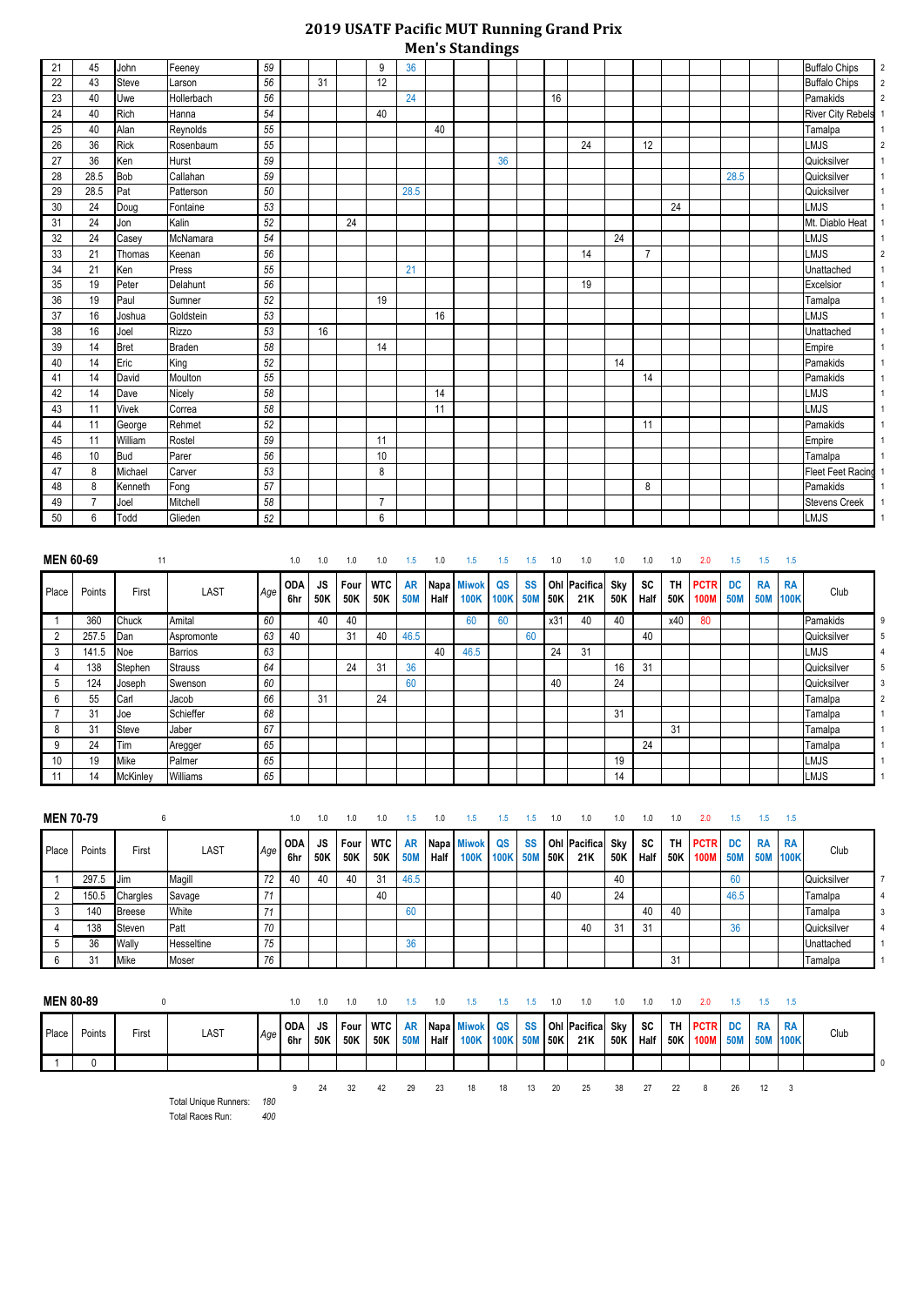# 2019 USATF Pacific MUT Running Grand Prix

## Men's Standings

| | | | | | | | | | | | | | | | | | | | | | | | | |
|---|---|---|---|---|---|---|---|---|---|---|---|---|---|---|---|---|---|---|---|---|---|---|---|---|
| 21 | 45 | John | Feeney | 59 | | | | 9 | 36 | | | | | | | | | | | | | | Buffalo Chips | 2 |
| 22 | 43 | Steve | Larson | 56 | | 31 | | 12 | | | | | | | | | | | | | | | Buffalo Chips | 2 |
| 23 | 40 | Uwe | Hollerbach | 56 | | | | | 24 | | | | | 16 | | | | | | | | | Pamakids | 2 |
| 24 | 40 | Rich | Hanna | 54 | | | | 40 | | | | | | | | | | | | | | | River City Rebels | 1 |
| 25 | 40 | Alan | Reynolds | 55 | | | | | | 40 | | | | | | | | | | | | | Tamalpa | 1 |
| 26 | 36 | Rick | Rosenbaum | 55 | | | | | | | | | | | 24 | | 12 | | | | | | LMJS | 2 |
| 27 | 36 | Ken | Hurst | 59 | | | | | | | | 36 | | | | | | | | | | | Quicksilver | 1 |
| 28 | 28.5 | Bob | Callahan | 59 | | | | | | | | | | | | | | | | 28.5 | | | Quicksilver | 1 |
| 29 | 28.5 | Pat | Patterson | 50 | | | | | 28.5 | | | | | | | | | | | | | | Quicksilver | 1 |
| 30 | 24 | Doug | Fontaine | 53 | | | | | | | | | | | | | | 24 | | | | | LMJS | 1 |
| 31 | 24 | Jon | Kalin | 52 | | | 24 | | | | | | | | | | | | | | | | Mt. Diablo Heat | 1 |
| 32 | 24 | Casey | McNamara | 54 | | | | | | | | | | | | 24 | | | | | | | LMJS | 1 |
| 33 | 21 | Thomas | Keenan | 56 | | | | | | | | | | | 14 | | 7 | | | | | | LMJS | 2 |
| 34 | 21 | Ken | Press | 55 | | | | | 21 | | | | | | | | | | | | | | Unattached | 1 |
| 35 | 19 | Peter | Delahunt | 56 | | | | | | | | | | | 19 | | | | | | | | Excelsior | 1 |
| 36 | 19 | Paul | Sumner | 52 | | | | 19 | | | | | | | | | | | | | | | Tamalpa | 1 |
| 37 | 16 | Joshua | Goldstein | 53 | | | | | | 16 | | | | | | | | | | | | | LMJS | 1 |
| 38 | 16 | Joel | Rizzo | 53 | | 16 | | | | | | | | | | | | | | | | | Unattached | 1 |
| 39 | 14 | Bret | Braden | 58 | | | | 14 | | | | | | | | | | | | | | | Empire | 1 |
| 40 | 14 | Eric | King | 52 | | | | | | | | | | | | 14 | | | | | | | Pamakids | 1 |
| 41 | 14 | David | Moulton | 55 | | | | | | | | | | | | | 14 | | | | | | Pamakids | 1 |
| 42 | 14 | Dave | Nicely | 58 | | | | | | 14 | | | | | | | | | | | | | LMJS | 1 |
| 43 | 11 | Vivek | Correa | 58 | | | | | | 11 | | | | | | | | | | | | | LMJS | 1 |
| 44 | 11 | George | Rehmet | 52 | | | | | | | | | | | | | 11 | | | | | | Pamakids | 1 |
| 45 | 11 | William | Rostel | 59 | | | | 11 | | | | | | | | | | | | | | | Empire | 1 |
| 46 | 10 | Bud | Parer | 56 | | | | 10 | | | | | | | | | | | | | | | Tamalpa | 1 |
| 47 | 8 | Michael | Carver | 53 | | | | 8 | | | | | | | | | | | | | | | Fleet Feet Racing | 1 |
| 48 | 8 | Kenneth | Fong | 57 | | | | | | | | | | | | | 8 | | | | | | Pamakids | 1 |
| 49 | 7 | Joel | Mitchell | 58 | | | | 7 | | | | | | | | | | | | | | | Stevens Creek | 1 |
| 50 | 6 | Todd | Glieden | 52 | | | | 6 | | | | | | | | | | | | | | | LMJS | 1 |

**MEN 60-69** 11

| Place | Points | First | LAST | Age | ODA 6hr | JS 50K | Four 50K | WTC 50K | AR 50M | Napa Half | Miwok 100K | QS 100K | SS 50M | Ohl 50K | Pacifica 21K | Sky 50K | SC Half | TH 50K | PCTR 100M | DC 50M | RA 50M | RA 100K | Club | |
|---|---|---|---|---|---|---|---|---|---|---|---|---|---|---|---|---|---|---|---|---|---|---|---|---|
| | | | | | 1.0 | 1.0 | 1.0 | 1.0 | 1.5 | 1.0 | 1.5 | 1.5 | 1.5 | 1.0 | 1.0 | 1.0 | 1.0 | 1.0 | 2.0 | 1.5 | 1.5 | 1.5 | | |
| 1 | 360 | Chuck | Amital | 60 | | 40 | 40 | | | | 60 | 60 | | x31 | 40 | 40 | | x40 | 80 | | | | Pamakids | 9 |
| 2 | 257.5 | Dan | Aspromonte | 63 | 40 | | 31 | 40 | 46.5 | | | | 60 | | | | 40 | | | | | | Quicksilver | 5 |
| 3 | 141.5 | Noe | Barrios | 63 | | | | | | 40 | 46.5 | | | 24 | 31 | | | | | | | | LMJS | 4 |
| 4 | 138 | Stephen | Strauss | 64 | | | 24 | 31 | 36 | | | | | | | 16 | 31 | | | | | | Quicksilver | 5 |
| 5 | 124 | Joseph | Swenson | 60 | | | | | 60 | | | | | 40 | | 24 | | | | | | | Quicksilver | 3 |
| 6 | 55 | Carl | Jacob | 66 | | 31 | | 24 | | | | | | | | | | | | | | | Tamalpa | 2 |
| 7 | 31 | Joe | Schieffer | 68 | | | | | | | | | | | | 31 | | | | | | | Tamalpa | 1 |
| 8 | 31 | Steve | Jaber | 67 | | | | | | | | | | | | | | 31 | | | | | Tamalpa | 1 |
| 9 | 24 | Tim | Aregger | 65 | | | | | | | | | | | | | 24 | | | | | | Tamalpa | 1 |
| 10 | 19 | Mike | Palmer | 65 | | | | | | | | | | | | 19 | | | | | | | LMJS | 1 |
| 11 | 14 | McKinley | Williams | 65 | | | | | | | | | | | | 14 | | | | | | | LMJS | 1 |

**MEN 70-79** 6

| Place | Points | First | LAST | Age | ODA 6hr | JS 50K | Four 50K | WTC 50K | AR 50M | Napa Half | Miwok 100K | QS 100K | SS 50M | Ohl 50K | Pacifica 21K | Sky 50K | SC Half | TH 50K | PCTR 100M | DC 50M | RA 50M | RA 100K | Club | |
|---|---|---|---|---|---|---|---|---|---|---|---|---|---|---|---|---|---|---|---|---|---|---|---|---|
| | | | | | 1.0 | 1.0 | 1.0 | 1.0 | 1.5 | 1.0 | 1.5 | 1.5 | 1.5 | 1.0 | 1.0 | 1.0 | 1.0 | 1.0 | 2.0 | 1.5 | 1.5 | 1.5 | | |
| 1 | 297.5 | Jim | Magill | 72 | 40 | 40 | 40 | 31 | 46.5 | | | | | | | 40 | | | | 60 | | | Quicksilver | 7 |
| 2 | 150.5 | Chargles | Savage | 71 | | | | 40 | | | | | | 40 | | 24 | | | | 46.5 | | | Tamalpa | 4 |
| 3 | 140 | Breese | White | 71 | | | | | 60 | | | | | | | | 40 | 40 | | | | | Tamalpa | 3 |
| 4 | 138 | Steven | Patt | 70 | | | | | | | | | | | 40 | 31 | 31 | | | 36 | | | Quicksilver | 4 |
| 5 | 36 | Wally | Hesseltine | 75 | | | | | 36 | | | | | | | | | | | | | | Unattached | 1 |
| 6 | 31 | Mike | Moser | 76 | | | | | | | | | | | | | | 31 | | | | | Tamalpa | 1 |

**MEN 80-89** 0

| Place | Points | First | LAST | Age | ODA 6hr | JS 50K | Four 50K | WTC 50K | AR 50M | Napa Half | Miwok 100K | QS 100K | SS 50M | Ohl 50K | Pacifica 21K | Sky 50K | SC Half | TH 50K | PCTR 100M | DC 50M | RA 50M | RA 100K | Club | |
|---|---|---|---|---|---|---|---|---|---|---|---|---|---|---|---|---|---|---|---|---|---|---|---|---|
| | | | | | 1.0 | 1.0 | 1.0 | 1.0 | 1.5 | 1.0 | 1.5 | 1.5 | 1.5 | 1.0 | 1.0 | 1.0 | 1.0 | 1.0 | 2.0 | 1.5 | 1.5 | 1.5 | | |
| 1 | 0 | | | | | | | | | | | | | | | | | | | | | | | 0 |
| | | | | | 9 | 24 | 32 | 42 | 29 | 23 | 18 | 18 | 13 | 20 | 25 | 38 | 27 | 22 | 8 | 26 | 12 | 3 | | |

Total Unique Runners: 180

Total Races Run: 400